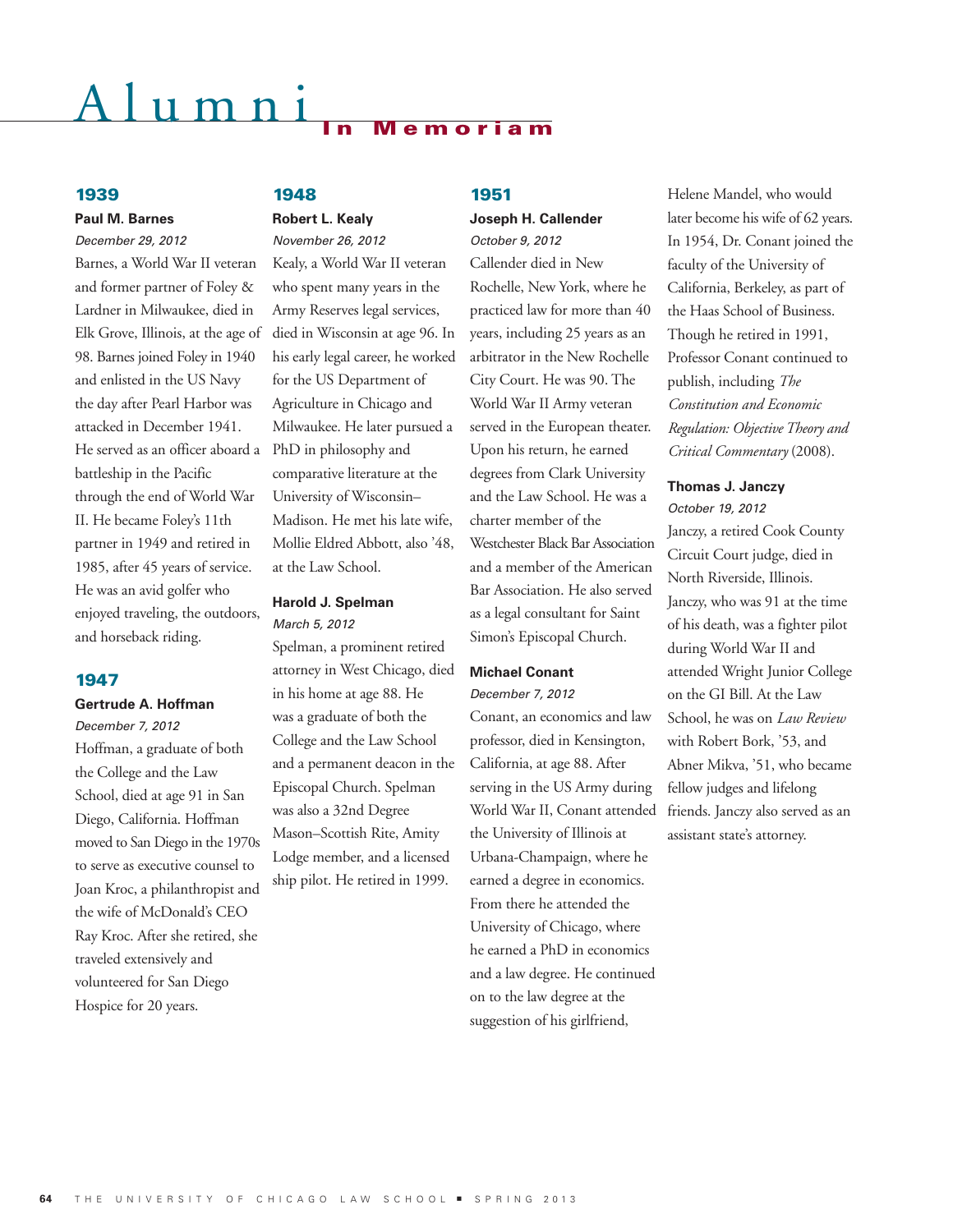# Alumni In Memoriam

## 1939

### Paul M. Barnes

*December 29, 2012*

Barnes, a World War II veteran and former partner of Foley & Lardner in Milwaukee, died in Elk Grove, Illinois, at the age of 98. Barnes joined Foley in 1940 and enlisted in the US Navy the day after Pearl Harbor was attacked in December 1941. He served as an officer aboard a battleship in the Pacific through the end of World War II. He became Foley's 11th partner in 1949 and retired in 1985, after 45 years of service. He was an avid golfer who enjoyed traveling, the outdoors, and horseback riding.

## 1947

### Gertrude A. Hoffman

*December 7, 2012*

Hoffman, a graduate of both the College and the Law School, died at age 91 in San Diego, California. Hoffman moved to San Diego in the 1970s to serve as executive counsel to Joan Kroc, a philanthropist and the wife of McDonald's CEO Ray Kroc. After she retired, she traveled extensively and volunteered for San Diego Hospice for 20 years.

## 1948

### Robert L. Kealy

*November 26, 2012*

Kealy, a World War II veteran who spent many years in the Army Reserves legal services, died in Wisconsin at age 96. In his early legal career, he worked for the US Department of Agriculture in Chicago and Milwaukee. He later pursued a PhD in philosophy and comparative literature at the University of Wisconsin–Madison. He met his late wife, Mollie Eldred Abbott, also '48, at the Law School.

### Harold J. Spelman

*March 5, 2012*

Spelman, a prominent retired attorney in West Chicago, died in his home at age 88. He was a graduate of both the College and the Law School and a permanent deacon in the Episcopal Church. Spelman was also a 32nd Degree Mason–Scottish Rite, Amity Lodge member, and a licensed ship pilot. He retired in 1999.

## 1951

### Joseph H. Callender

*October 9, 2012*

Callender died in New Rochelle, New York, where he practiced law for more than 40 years, including 25 years as an arbitrator in the New Rochelle City Court. He was 90. The World War II Army veteran served in the European theater. Upon his return, he earned degrees from Clark University and the Law School. He was a charter member of the Westchester Black Bar Association and a member of the American Bar Association. He also served as a legal consultant for Saint Simon's Episcopal Church.

### Michael Conant

*December 7, 2012*

Conant, an economics and law professor, died in Kensington, California, at age 88. After serving in the US Army during World War II, Conant attended the University of Illinois at Urbana-Champaign, where he earned a degree in economics. From there he attended the University of Chicago, where he earned a PhD in economics and a law degree. He continued on to the law degree at the suggestion of his girlfriend, Helene Mandel, who would later become his wife of 62 years. In 1954, Dr. Conant joined the faculty of the University of California, Berkeley, as part of the Haas School of Business. Though he retired in 1991, Professor Conant continued to publish, including *The Constitution and Economic Regulation: Objective Theory and Critical Commentary* (2008).

### Thomas J. Janczy

*October 19, 2012*

Janczy, a retired Cook County Circuit Court judge, died in North Riverside, Illinois. Janczy, who was 91 at the time of his death, was a fighter pilot during World War II and attended Wright Junior College on the GI Bill. At the Law School, he was on *Law Review* with Robert Bork, '53, and Abner Mikva, '51, who became fellow judges and lifelong friends. Janczy also served as an assistant state's attorney.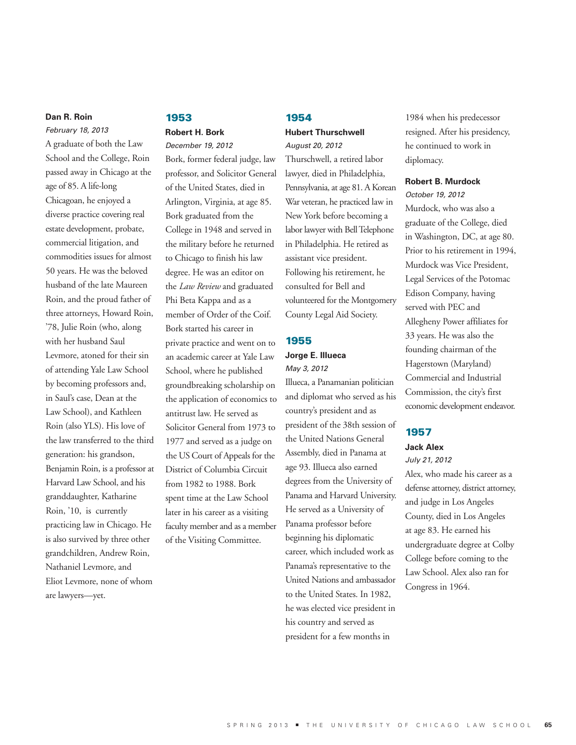**Dan R. Roin**

*February 18, 2013*

A graduate of both the Law School and the College, Roin passed away in Chicago at the age of 85. A life-long Chicagoan, he enjoyed a diverse practice covering real estate development, probate, commercial litigation, and commodities issues for almost 50 years. He was the beloved husband of the late Maureen Roin, and the proud father of three attorneys, Howard Roin, '78, Julie Roin (who, along with her husband Saul Levmore, atoned for their sin of attending Yale Law School by becoming professors and, in Saul's case, Dean at the Law School), and Kathleen Roin (also YLS). His love of the law transferred to the third generation: his grandson, Benjamin Roin, is a professor at Harvard Law School, and his granddaughter, Katharine Roin, '10, is currently practicing law in Chicago. He is also survived by three other grandchildren, Andrew Roin, Nathaniel Levmore, and Eliot Levmore, none of whom are lawyers—yet.

## 1953

**Robert H. Bork**

*December 19, 2012*

Bork, former federal judge, law professor, and Solicitor General of the United States, died in Arlington, Virginia, at age 85. Bork graduated from the College in 1948 and served in the military before he returned to Chicago to finish his law degree. He was an editor on the *Law Review* and graduated Phi Beta Kappa and as a member of Order of the Coif. Bork started his career in private practice and went on to an academic career at Yale Law School, where he published groundbreaking scholarship on the application of economics to antitrust law. He served as Solicitor General from 1973 to 1977 and served as a judge on the US Court of Appeals for the District of Columbia Circuit from 1982 to 1988. Bork spent time at the Law School later in his career as a visiting faculty member and as a member of the Visiting Committee.

## 1954

**Hubert Thurschwell**

*August 20, 2012*

Thurschwell, a retired labor lawyer, died in Philadelphia, Pennsylvania, at age 81. A Korean War veteran, he practiced law in New York before becoming a labor lawyer with Bell Telephone in Philadelphia. He retired as assistant vice president. Following his retirement, he consulted for Bell and volunteered for the Montgomery County Legal Aid Society.

## 1955

**Jorge E. Illueca**

*May 3, 2012*

Illueca, a Panamanian politician and diplomat who served as his country's president and as president of the 38th session of the United Nations General Assembly, died in Panama at age 93. Illueca also earned degrees from the University of Panama and Harvard University. He served as a University of Panama professor before beginning his diplomatic career, which included work as Panama's representative to the United Nations and ambassador to the United States. In 1982, he was elected vice president in his country and served as president for a few months in 1984 when his predecessor resigned. After his presidency, he continued to work in diplomacy.

**Robert B. Murdock**

*October 19, 2012*

Murdock, who was also a graduate of the College, died in Washington, DC, at age 80. Prior to his retirement in 1994, Murdock was Vice President, Legal Services of the Potomac Edison Company, having served with PEC and Allegheny Power affiliates for 33 years. He was also the founding chairman of the Hagerstown (Maryland) Commercial and Industrial Commission, the city's first economic development endeavor.

## 1957

**Jack Alex**

*July 21, 2012*

Alex, who made his career as a defense attorney, district attorney, and judge in Los Angeles County, died in Los Angeles at age 83. He earned his undergraduate degree at Colby College before coming to the Law School. Alex also ran for Congress in 1964.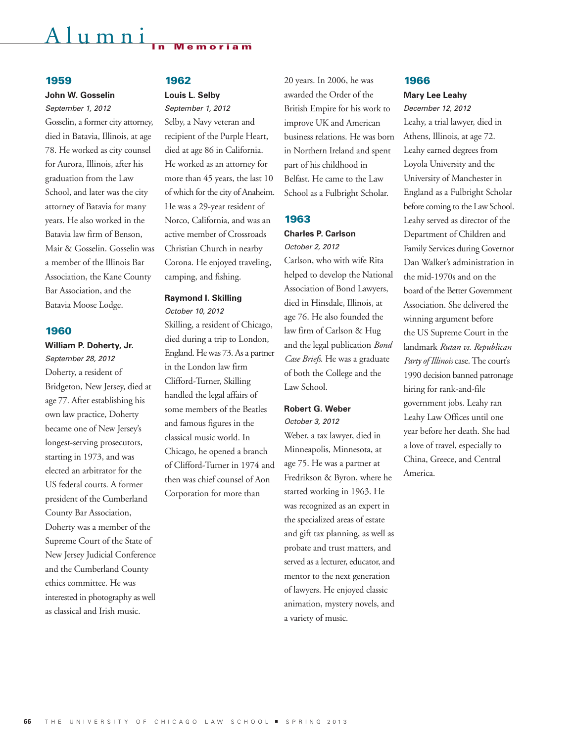# Alumni In Memoriam

## 1959

**John W. Gosselin**
*September 1, 2012*
Gosselin, a former city attorney, died in Batavia, Illinois, at age 78. He worked as city counsel for Aurora, Illinois, after his graduation from the Law School, and later was the city attorney of Batavia for many years. He also worked in the Batavia law firm of Benson, Mair & Gosselin. Gosselin was a member of the Illinois Bar Association, the Kane County Bar Association, and the Batavia Moose Lodge.

## 1960

**William P. Doherty, Jr.**
*September 28, 2012*
Doherty, a resident of Bridgeton, New Jersey, died at age 77. After establishing his own law practice, Doherty became one of New Jersey's longest-serving prosecutors, starting in 1973, and was elected an arbitrator for the US federal courts. A former president of the Cumberland County Bar Association, Doherty was a member of the Supreme Court of the State of New Jersey Judicial Conference and the Cumberland County ethics committee. He was interested in photography as well as classical and Irish music.

## 1962

**Louis L. Selby**
*September 1, 2012*
Selby, a Navy veteran and recipient of the Purple Heart, died at age 86 in California. He worked as an attorney for more than 45 years, the last 10 of which for the city of Anaheim. He was a 29-year resident of Norco, California, and was an active member of Crossroads Christian Church in nearby Corona. He enjoyed traveling, camping, and fishing.

**Raymond I. Skilling**
*October 10, 2012*
Skilling, a resident of Chicago, died during a trip to London, England. He was 73. As a partner in the London law firm Clifford-Turner, Skilling handled the legal affairs of some members of the Beatles and famous figures in the classical music world. In Chicago, he opened a branch of Clifford-Turner in 1974 and then was chief counsel of Aon Corporation for more than 20 years. In 2006, he was awarded the Order of the British Empire for his work to improve UK and American business relations. He was born in Northern Ireland and spent part of his childhood in Belfast. He came to the Law School as a Fulbright Scholar.

## 1963

**Charles P. Carlson**
*October 2, 2012*
Carlson, who with wife Rita helped to develop the National Association of Bond Lawyers, died in Hinsdale, Illinois, at age 76. He also founded the law firm of Carlson & Hug and the legal publication *Bond Case Briefs*. He was a graduate of both the College and the Law School.

**Robert G. Weber**
*October 3, 2012*
Weber, a tax lawyer, died in Minneapolis, Minnesota, at age 75. He was a partner at Fredrikson & Byron, where he started working in 1963. He was recognized as an expert in the specialized areas of estate and gift tax planning, as well as probate and trust matters, and served as a lecturer, educator, and mentor to the next generation of lawyers. He enjoyed classic animation, mystery novels, and a variety of music.

## 1966

**Mary Lee Leahy**
*December 12, 2012*
Leahy, a trial lawyer, died in Athens, Illinois, at age 72. Leahy earned degrees from Loyola University and the University of Manchester in England as a Fulbright Scholar before coming to the Law School. Leahy served as director of the Department of Children and Family Services during Governor Dan Walker's administration in the mid-1970s and on the board of the Better Government Association. She delivered the winning argument before the US Supreme Court in the landmark *Rutan vs. Republican Party of Illinois* case. The court's 1990 decision banned patronage hiring for rank-and-file government jobs. Leahy ran Leahy Law Offices until one year before her death. She had a love of travel, especially to China, Greece, and Central America.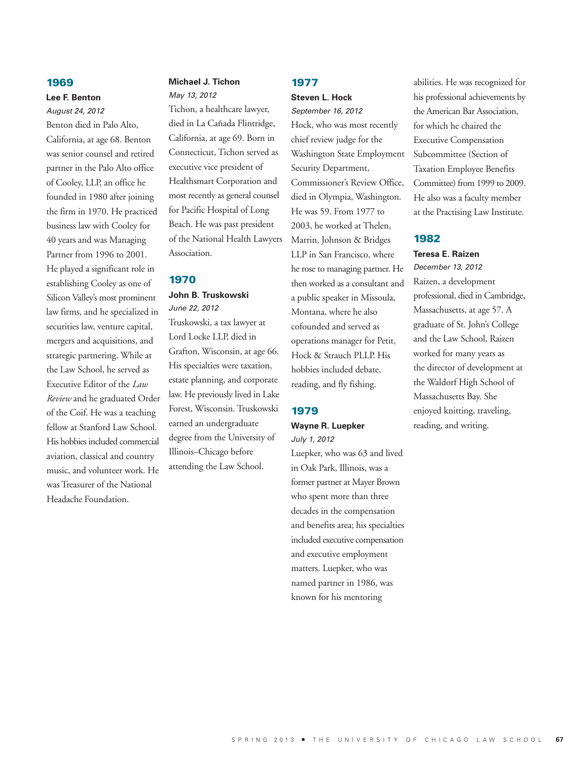## 1969

**Lee F. Benton**

*August 24, 2012*

Benton died in Palo Alto, California, at age 68. Benton was senior counsel and retired partner in the Palo Alto office of Cooley, LLP, an office he founded in 1980 after joining the firm in 1970. He practiced business law with Cooley for 40 years and was Managing Partner from 1996 to 2001. He played a significant role in establishing Cooley as one of Silicon Valley's most prominent law firms, and he specialized in securities law, venture capital, mergers and acquisitions, and strategic partnering. While at the Law School, he served as Executive Editor of the *Law Review* and he graduated Order of the Coif. He was a teaching fellow at Stanford Law School. His hobbies included commercial aviation, classical and country music, and volunteer work. He was Treasurer of the National Headache Foundation.

**Michael J. Tichon**

*May 13, 2012*

Tichon, a healthcare lawyer, died in La Cañada Flintridge, California, at age 69. Born in Connecticut, Tichon served as executive vice president of Healthsmart Corporation and most recently as general counsel for Pacific Hospital of Long Beach. He was past president of the National Health Lawyers Association.

## 1970

**John B. Truskowski**

*June 22, 2012*

Truskowski, a tax lawyer at Lord Locke LLP, died in Grafton, Wisconsin, at age 66. His specialties were taxation, estate planning, and corporate law. He previously lived in Lake Forest, Wisconsin. Truskowski earned an undergraduate degree from the University of Illinois–Chicago before attending the Law School.

## 1977

**Steven L. Hock**

*September 16, 2012*

Hock, who was most recently chief review judge for the Washington State Employment Security Department, Commissioner's Review Office, died in Olympia, Washington. He was 59. From 1977 to 2003, he worked at Thelen, Marrin, Johnson & Bridges LLP in San Francisco, where he rose to managing partner. He then worked as a consultant and a public speaker in Missoula, Montana, where he also cofounded and served as operations manager for Petit, Hock & Strauch PLLP. His hobbies included debate, reading, and fly fishing.

## 1979

**Wayne R. Luepker**

*July 1, 2012*

Luepker, who was 63 and lived in Oak Park, Illinois, was a former partner at Mayer Brown who spent more than three decades in the compensation and benefits area; his specialties included executive compensation and executive employment matters. Luepker, who was named partner in 1986, was known for his mentoring abilities. He was recognized for his professional achievements by the American Bar Association, for which he chaired the Executive Compensation Subcommittee (Section of Taxation Employee Benefits Committee) from 1999 to 2009. He also was a faculty member at the Practising Law Institute.

## 1982

**Teresa E. Raizen**

*December 13, 2012*

Raizen, a development professional, died in Cambridge, Massachusetts, at age 57. A graduate of St. John's College and the Law School, Raizen worked for many years as the director of development at the Waldorf High School of Massachusetts Bay. She enjoyed knitting, traveling, reading, and writing.